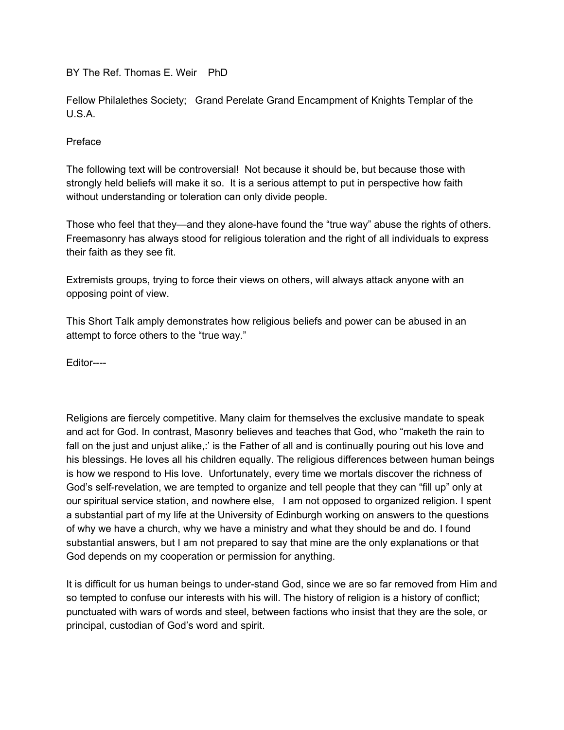BY The Ref. Thomas E. Weir PhD

Fellow Philalethes Society; Grand Perelate Grand Encampment of Knights Templar of the U.S.A.

## Preface

The following text will be controversial! Not because it should be, but because those with strongly held beliefs will make it so. It is a serious attempt to put in perspective how faith without understanding or toleration can only divide people.

Those who feel that they—and they alone-have found the "true way" abuse the rights of others. Freemasonry has always stood for religious toleration and the right of all individuals to express their faith as they see fit.

Extremists groups, trying to force their views on others, will always attack anyone with an opposing point of view.

This Short Talk amply demonstrates how religious beliefs and power can be abused in an attempt to force others to the "true way."

Editor----

Religions are fiercely competitive. Many claim for themselves the exclusive mandate to speak and act for God. In contrast, Masonry believes and teaches that God, who "maketh the rain to fall on the just and unjust alike,:' is the Father of all and is continually pouring out his love and his blessings. He loves all his children equally. The religious differences between human beings is how we respond to His love. Unfortunately, every time we mortals discover the richness of God's self-revelation, we are tempted to organize and tell people that they can "fill up" only at our spiritual service station, and nowhere else, I am not opposed to organized religion. I spent a substantial part of my life at the University of Edinburgh working on answers to the questions of why we have a church, why we have a ministry and what they should be and do. I found substantial answers, but I am not prepared to say that mine are the only explanations or that God depends on my cooperation or permission for anything.

It is difficult for us human beings to under-stand God, since we are so far removed from Him and so tempted to confuse our interests with his will. The history of religion is a history of conflict; punctuated with wars of words and steel, between factions who insist that they are the sole, or principal, custodian of God's word and spirit.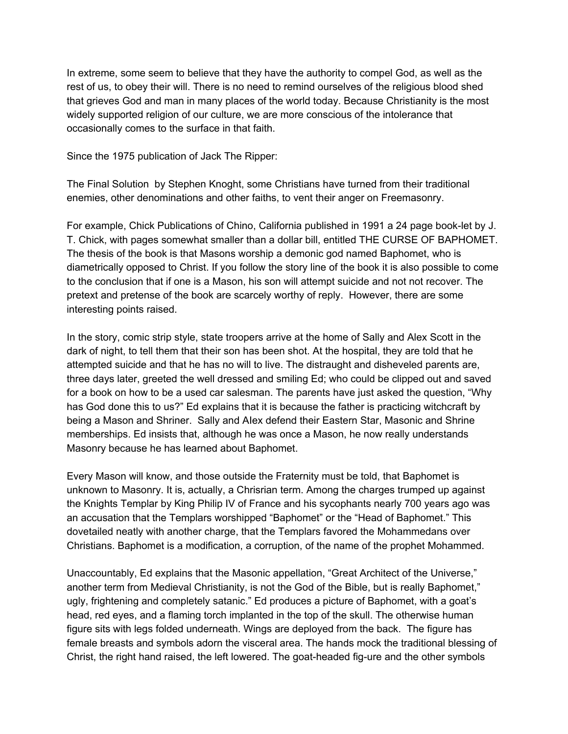In extreme, some seem to believe that they have the authority to compel God, as well as the rest of us, to obey their will. There is no need to remind ourselves of the religious blood shed that grieves God and man in many places of the world today. Because Christianity is the most widely supported religion of our culture, we are more conscious of the intolerance that occasionally comes to the surface in that faith.

Since the 1975 publication of Jack The Ripper:

The Final Solution by Stephen Knoght, some Christians have turned from their traditional enemies, other denominations and other faiths, to vent their anger on Freemasonry.

For example, Chick Publications of Chino, California published in 1991 a 24 page book-let by J. T. Chick, with pages somewhat smaller than a dollar bill, entitled THE CURSE OF BAPHOMET. The thesis of the book is that Masons worship a demonic god named Baphomet, who is diametrically opposed to Christ. If you follow the story line of the book it is also possible to come to the conclusion that if one is a Mason, his son will attempt suicide and not not recover. The pretext and pretense of the book are scarcely worthy of reply. However, there are some interesting points raised.

In the story, comic strip style, state troopers arrive at the home of Sally and Alex Scott in the dark of night, to tell them that their son has been shot. At the hospital, they are told that he attempted suicide and that he has no will to live. The distraught and disheveled parents are, three days later, greeted the well dressed and smiling Ed; who could be clipped out and saved for a book on how to be a used car salesman. The parents have just asked the question, "Why has God done this to us?" Ed explains that it is because the father is practicing witchcraft by being a Mason and Shriner. Sally and Alex defend their Eastern Star, Masonic and Shrine memberships. Ed insists that, although he was once a Mason, he now really understands Masonry because he has learned about Baphomet.

Every Mason will know, and those outside the Fraternity must be told, that Baphomet is unknown to Masonry. It is, actually, a Chrisrian term. Among the charges trumped up against the Knights Templar by King Philip IV of France and his sycophants nearly 700 years ago was an accusation that the Templars worshipped "Baphomet" or the "Head of Baphomet." This dovetailed neatly with another charge, that the Templars favored the Mohammedans over Christians. Baphomet is a modification, a corruption, of the name of the prophet Mohammed.

Unaccountably, Ed explains that the Masonic appellation, "Great Architect of the Universe," another term from Medieval Christianity, is not the God of the Bible, but is really Baphomet," ugly, frightening and completely satanic." Ed produces a picture of Baphomet, with a goat's head, red eyes, and a flaming torch implanted in the top of the skull. The otherwise human figure sits with legs folded underneath. Wings are deployed from the back. The figure has female breasts and symbols adorn the visceral area. The hands mock the traditional blessing of Christ, the right hand raised, the left lowered. The goat-headed fig-ure and the other symbols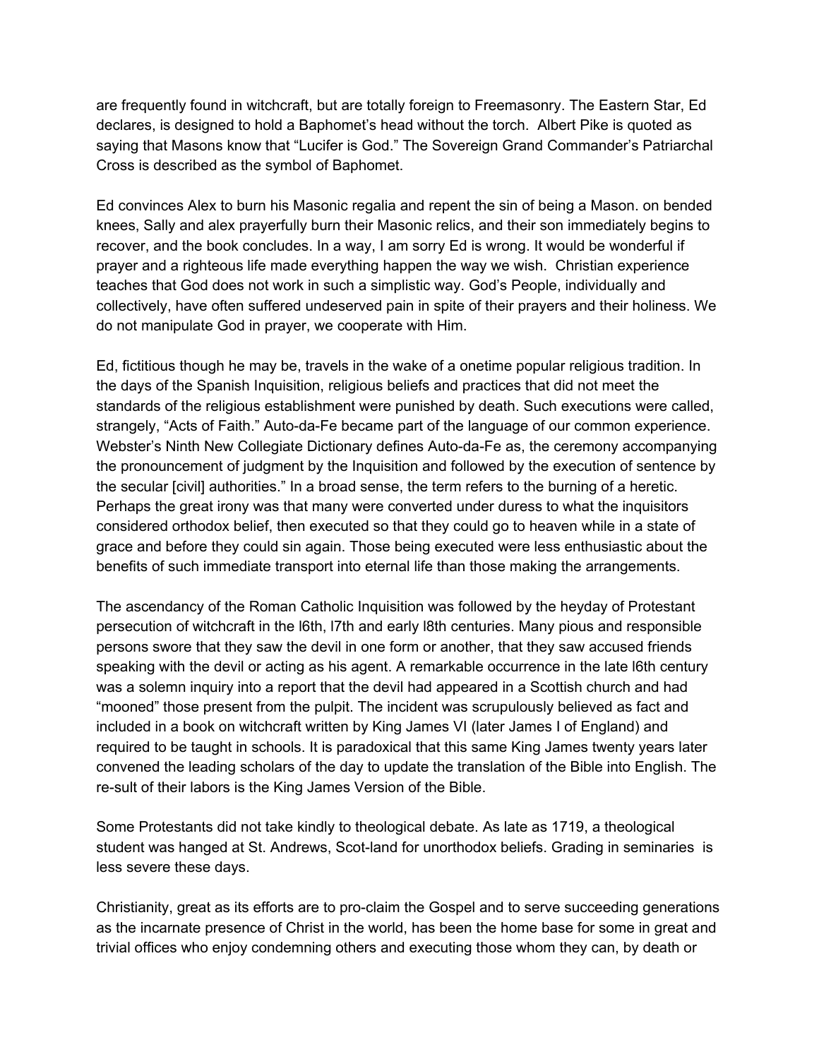are frequently found in witchcraft, but are totally foreign to Freemasonry. The Eastern Star, Ed declares, is designed to hold a Baphomet's head without the torch. Albert Pike is quoted as saying that Masons know that "Lucifer is God." The Sovereign Grand Commander's Patriarchal Cross is described as the symbol of Baphomet.

Ed convinces Alex to burn his Masonic regalia and repent the sin of being a Mason. on bended knees, Sally and alex prayerfully burn their Masonic relics, and their son immediately begins to recover, and the book concludes. In a way, I am sorry Ed is wrong. It would be wonderful if prayer and a righteous life made everything happen the way we wish. Christian experience teaches that God does not work in such a simplistic way. God's People, individually and collectively, have often suffered undeserved pain in spite of their prayers and their holiness. We do not manipulate God in prayer, we cooperate with Him.

Ed, fictitious though he may be, travels in the wake of a onetime popular religious tradition. In the days of the Spanish Inquisition, religious beliefs and practices that did not meet the standards of the religious establishment were punished by death. Such executions were called, strangely, "Acts of Faith." Auto-da-Fe became part of the language of our common experience. Webster's Ninth New Collegiate Dictionary defines Auto-da-Fe as, the ceremony accompanying the pronouncement of judgment by the Inquisition and followed by the execution of sentence by the secular [civil] authorities." In a broad sense, the term refers to the burning of a heretic. Perhaps the great irony was that many were converted under duress to what the inquisitors considered orthodox belief, then executed so that they could go to heaven while in a state of grace and before they could sin again. Those being executed were less enthusiastic about the benefits of such immediate transport into eternal life than those making the arrangements.

The ascendancy of the Roman Catholic Inquisition was followed by the heyday of Protestant persecution of witchcraft in the l6th, l7th and early l8th centuries. Many pious and responsible persons swore that they saw the devil in one form or another, that they saw accused friends speaking with the devil or acting as his agent. A remarkable occurrence in the late l6th century was a solemn inquiry into a report that the devil had appeared in a Scottish church and had "mooned" those present from the pulpit. The incident was scrupulously believed as fact and included in a book on witchcraft written by King James VI (later James I of England) and required to be taught in schools. It is paradoxical that this same King James twenty years later convened the leading scholars of the day to update the translation of the Bible into English. The re-sult of their labors is the King James Version of the Bible.

Some Protestants did not take kindly to theological debate. As late as 1719, a theological student was hanged at St. Andrews, Scot-land for unorthodox beliefs. Grading in seminaries is less severe these days.

Christianity, great as its efforts are to pro-claim the Gospel and to serve succeeding generations as the incarnate presence of Christ in the world, has been the home base for some in great and trivial offices who enjoy condemning others and executing those whom they can, by death or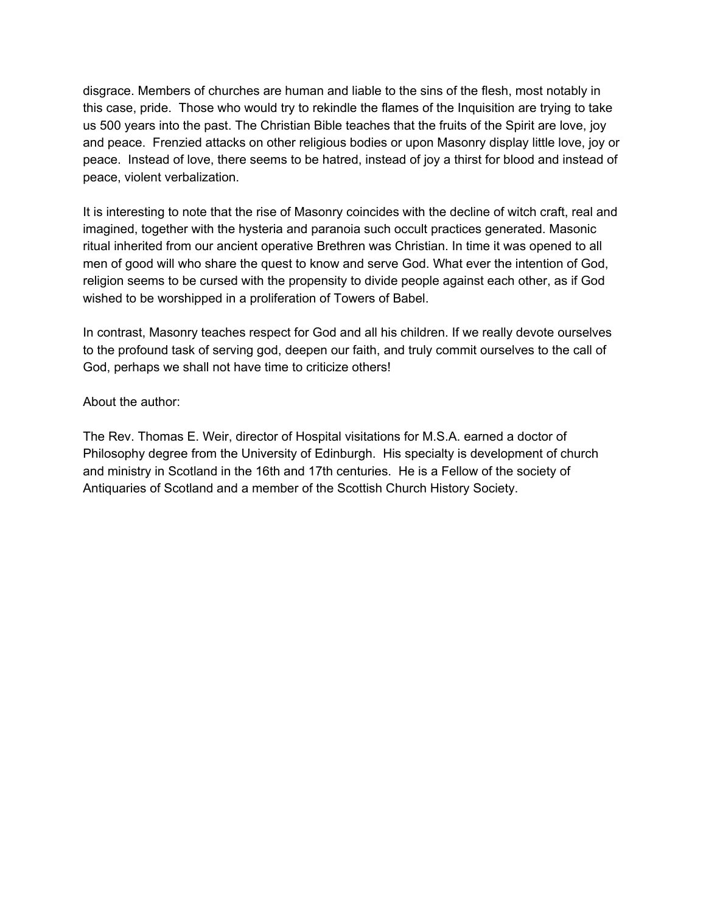disgrace. Members of churches are human and liable to the sins of the flesh, most notably in this case, pride. Those who would try to rekindle the flames of the Inquisition are trying to take us 500 years into the past. The Christian Bible teaches that the fruits of the Spirit are love, joy and peace. Frenzied attacks on other religious bodies or upon Masonry display little love, joy or peace. Instead of love, there seems to be hatred, instead of joy a thirst for blood and instead of peace, violent verbalization.

It is interesting to note that the rise of Masonry coincides with the decline of witch craft, real and imagined, together with the hysteria and paranoia such occult practices generated. Masonic ritual inherited from our ancient operative Brethren was Christian. In time it was opened to all men of good will who share the quest to know and serve God. What ever the intention of God, religion seems to be cursed with the propensity to divide people against each other, as if God wished to be worshipped in a proliferation of Towers of Babel.

In contrast, Masonry teaches respect for God and all his children. If we really devote ourselves to the profound task of serving god, deepen our faith, and truly commit ourselves to the call of God, perhaps we shall not have time to criticize others!

About the author:

The Rev. Thomas E. Weir, director of Hospital visitations for M.S.A. earned a doctor of Philosophy degree from the University of Edinburgh. His specialty is development of church and ministry in Scotland in the 16th and 17th centuries. He is a Fellow of the society of Antiquaries of Scotland and a member of the Scottish Church History Society.